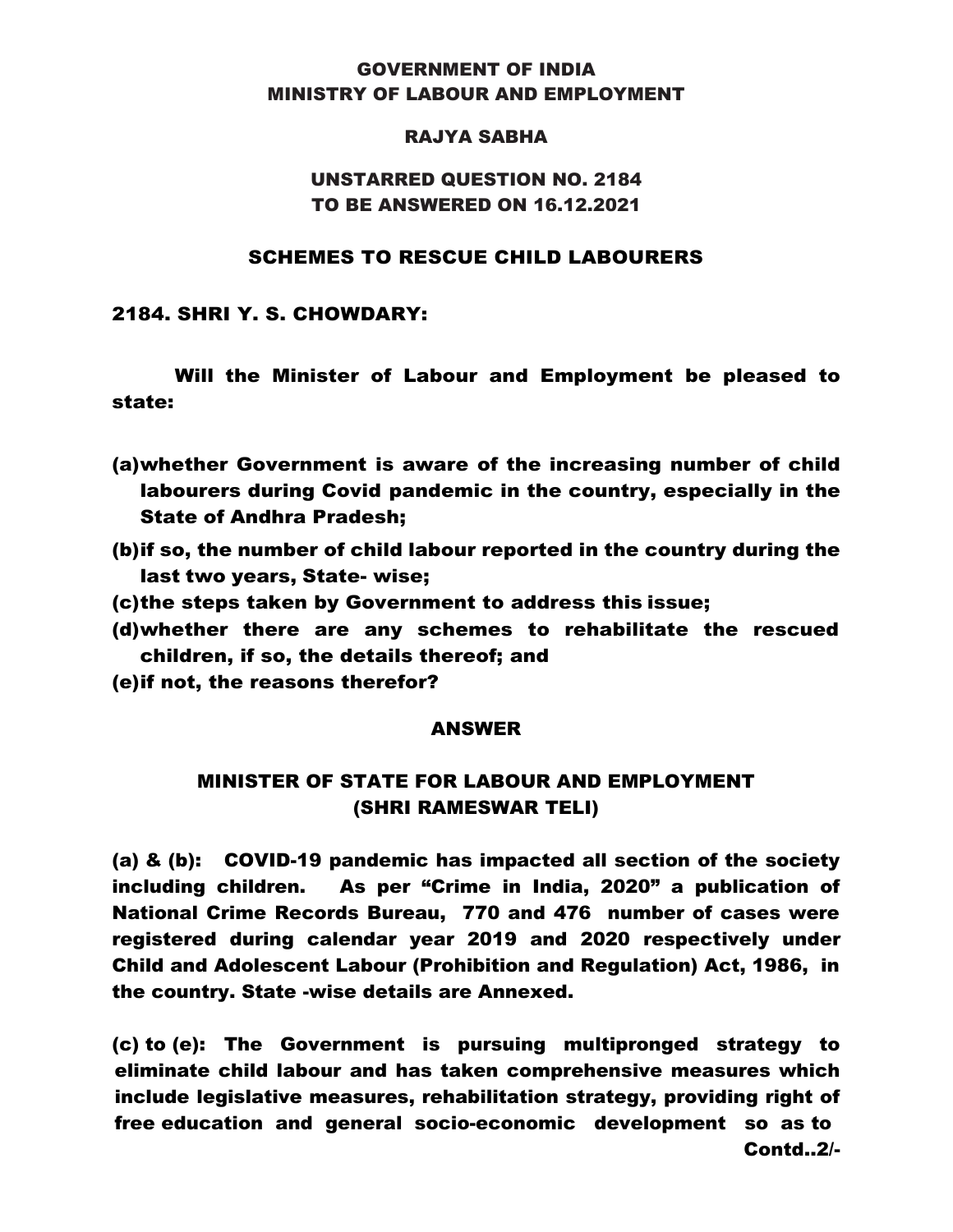# GOVERNMENT OF INDIA
# MINISTRY OF LABOUR AND EMPLOYMENT

## RAJYA SABHA

## UNSTARRED QUESTION NO. 2184
## TO BE ANSWERED ON 16.12.2021

## SCHEMES TO RESCUE CHILD LABOURERS

**2184. SHRI Y. S. CHOWDARY:**

**Will the Minister of Labour and Employment be pleased to state:**

**(a) whether Government is aware of the increasing number of child labourers during Covid pandemic in the country, especially in the State of Andhra Pradesh;**

**(b) if so, the number of child labour reported in the country during the last two years, State- wise;**

**(c) the steps taken by Government to address this issue;**

**(d) whether there are any schemes to rehabilitate the rescued children, if so, the details thereof; and**

**(e) if not, the reasons therefor?**

## ANSWER

## MINISTER OF STATE FOR LABOUR AND EMPLOYMENT
## (SHRI RAMESWAR TELI)

**(a) & (b): COVID-19 pandemic has impacted all section of the society including children. As per "Crime in India, 2020" a publication of National Crime Records Bureau, 770 and 476 number of cases were registered during calendar year 2019 and 2020 respectively under Child and Adolescent Labour (Prohibition and Regulation) Act, 1986, in the country. State -wise details are Annexed.**

**(c) to (e): The Government is pursuing multipronged strategy to eliminate child labour and has taken comprehensive measures which include legislative measures, rehabilitation strategy, providing right of free education and general socio-economic development so as to**

**Contd..2/-**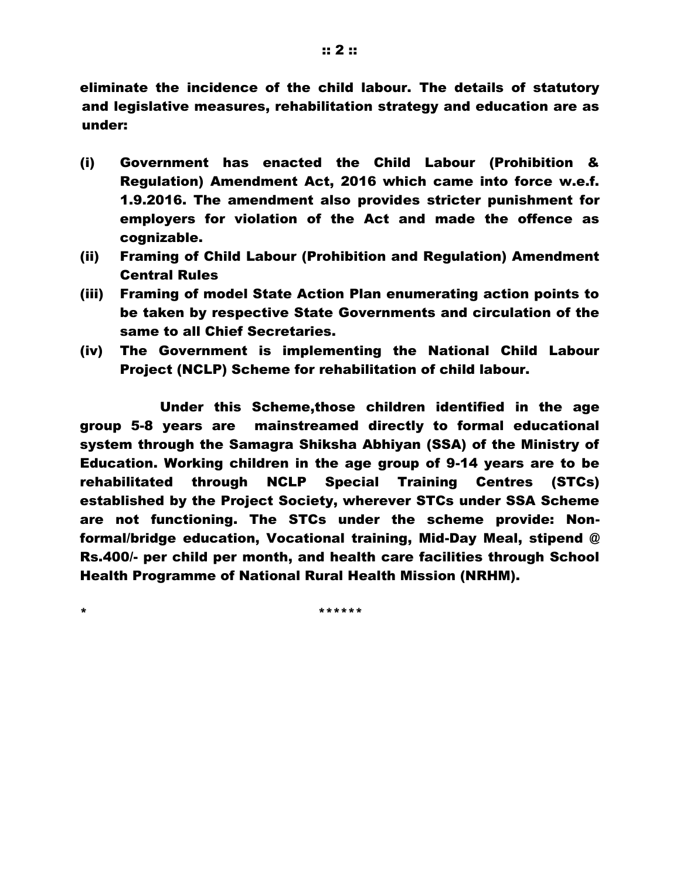**eliminate the incidence of the child labour. The details of statutory and legislative measures, rehabilitation strategy and education are as under:**

**(i) Government has enacted the Child Labour (Prohibition & Regulation) Amendment Act, 2016 which came into force w.e.f. 1.9.2016. The amendment also provides stricter punishment for employers for violation of the Act and made the offence as cognizable.**

**(ii) Framing of Child Labour (Prohibition and Regulation) Amendment Central Rules**

**(iii) Framing of model State Action Plan enumerating action points to be taken by respective State Governments and circulation of the same to all Chief Secretaries.**

**(iv) The Government is implementing the National Child Labour Project (NCLP) Scheme for rehabilitation of child labour.**

**Under this Scheme,those children identified in the age group 5-8 years are mainstreamed directly to formal educational system through the Samagra Shiksha Abhiyan (SSA) of the Ministry of Education. Working children in the age group of 9-14 years are to be rehabilitated through NCLP Special Training Centres (STCs) established by the Project Society, wherever STCs under SSA Scheme are not functioning. The STCs under the scheme provide: Non-formal/bridge education, Vocational training, Mid-Day Meal, stipend @ Rs.400/- per child per month, and health care facilities through School Health Programme of National Rural Health Mission (NRHM).**

**\* \*\*\*\*\*\***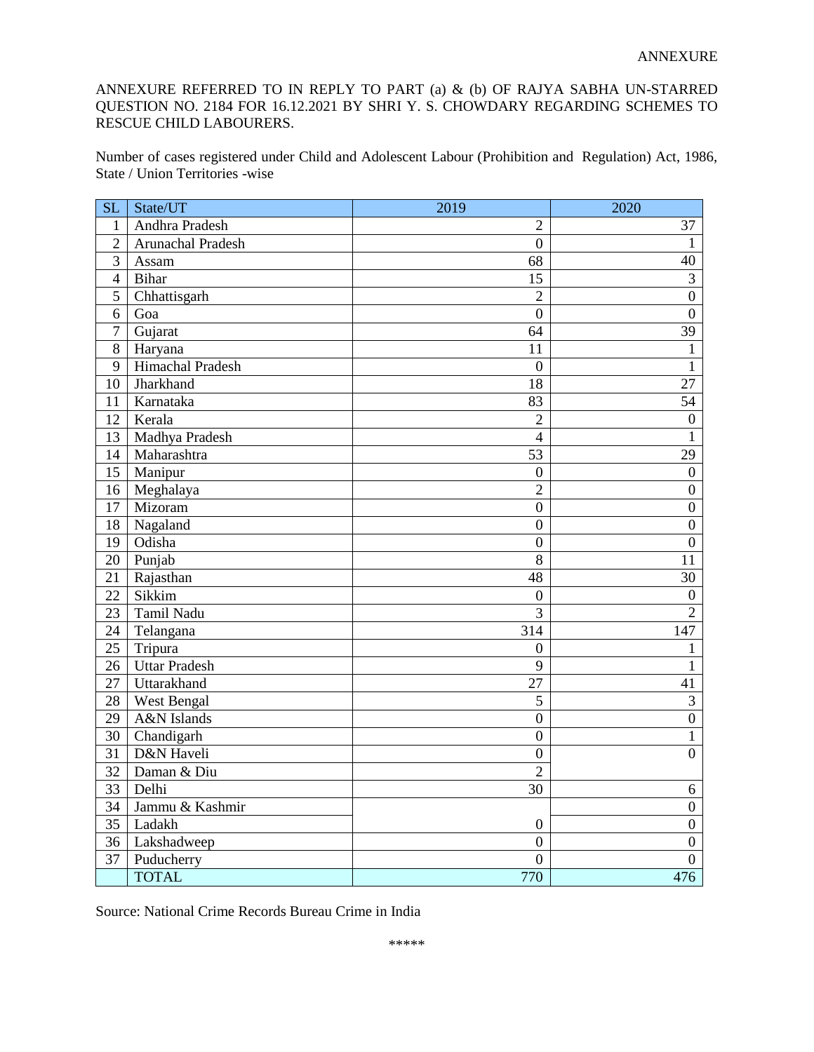ANNEXURE

ANNEXURE REFERRED TO IN REPLY TO PART (a) & (b) OF RAJYA SABHA UN-STARRED QUESTION NO. 2184 FOR 16.12.2021 BY SHRI Y. S. CHOWDARY REGARDING SCHEMES TO RESCUE CHILD LABOURERS.

Number of cases registered under Child and Adolescent Labour (Prohibition and Regulation) Act, 1986, State / Union Territories -wise

| SL | State/UT | 2019 | 2020 |
|---|---|---|---|
| 1 | Andhra Pradesh | 2 | 37 |
| 2 | Arunachal Pradesh | 0 | 1 |
| 3 | Assam | 68 | 40 |
| 4 | Bihar | 15 | 3 |
| 5 | Chhattisgarh | 2 | 0 |
| 6 | Goa | 0 | 0 |
| 7 | Gujarat | 64 | 39 |
| 8 | Haryana | 11 | 1 |
| 9 | Himachal Pradesh | 0 | 1 |
| 10 | Jharkhand | 18 | 27 |
| 11 | Karnataka | 83 | 54 |
| 12 | Kerala | 2 | 0 |
| 13 | Madhya Pradesh | 4 | 1 |
| 14 | Maharashtra | 53 | 29 |
| 15 | Manipur | 0 | 0 |
| 16 | Meghalaya | 2 | 0 |
| 17 | Mizoram | 0 | 0 |
| 18 | Nagaland | 0 | 0 |
| 19 | Odisha | 0 | 0 |
| 20 | Punjab | 8 | 11 |
| 21 | Rajasthan | 48 | 30 |
| 22 | Sikkim | 0 | 0 |
| 23 | Tamil Nadu | 3 | 2 |
| 24 | Telangana | 314 | 147 |
| 25 | Tripura | 0 | 1 |
| 26 | Uttar Pradesh | 9 | 1 |
| 27 | Uttarakhand | 27 | 41 |
| 28 | West Bengal | 5 | 3 |
| 29 | A&N Islands | 0 | 0 |
| 30 | Chandigarh | 0 | 1 |
| 31 | D&N Haveli | 0 | 0 |
| 32 | Daman & Diu | 2 | |
| 33 | Delhi | 30 | 6 |
| 34 | Jammu & Kashmir | 0 | 0 |
| 35 | Ladakh | | 0 |
| 36 | Lakshadweep | 0 | 0 |
| 37 | Puducherry | 0 | 0 |
| | TOTAL | 770 | 476 |

Source: National Crime Records Bureau Crime in India

*****